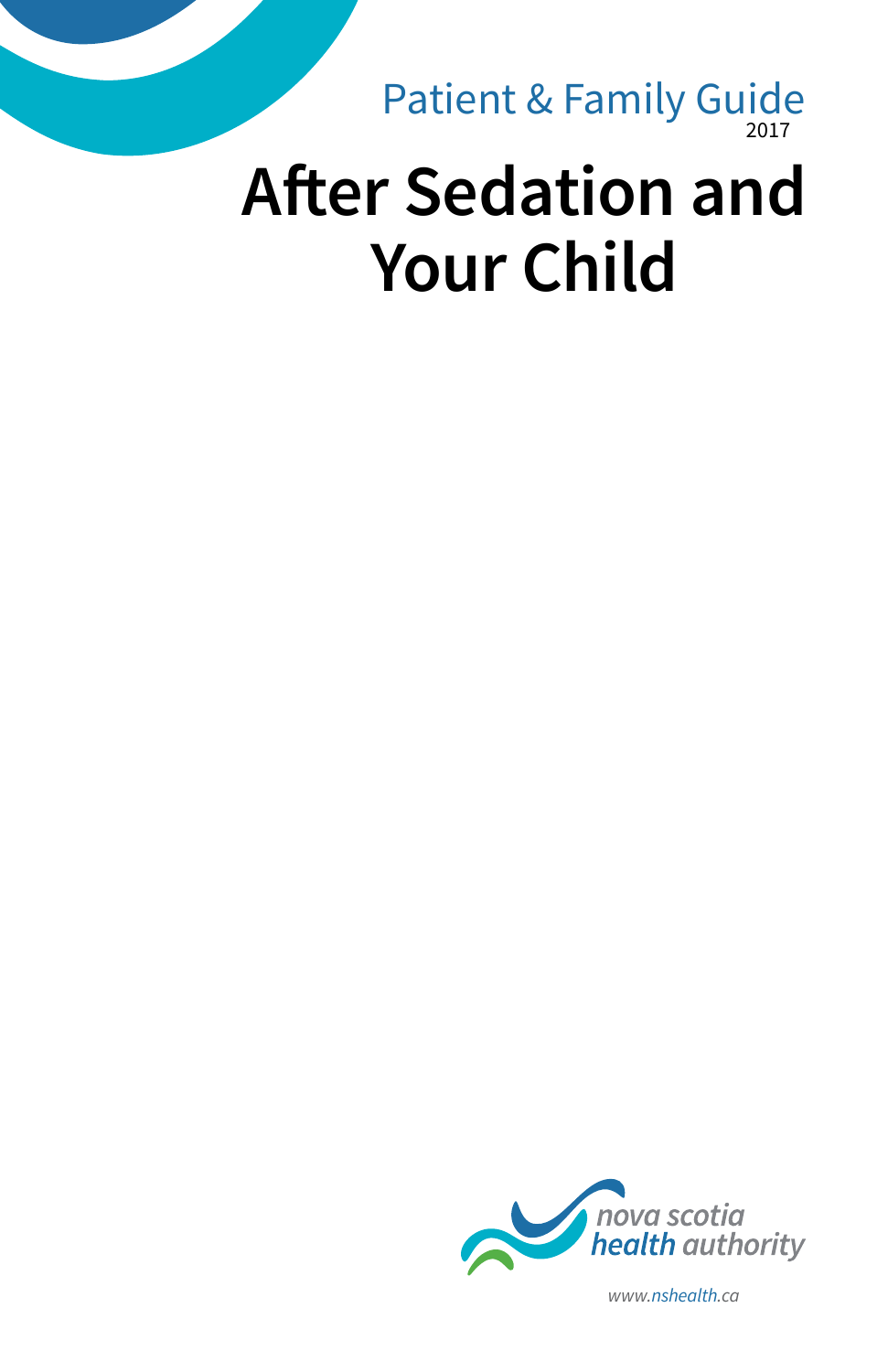Patient & Family Guide
2017

# After Sedation and Your Child

nova scotia
health authority

www.nshealth.ca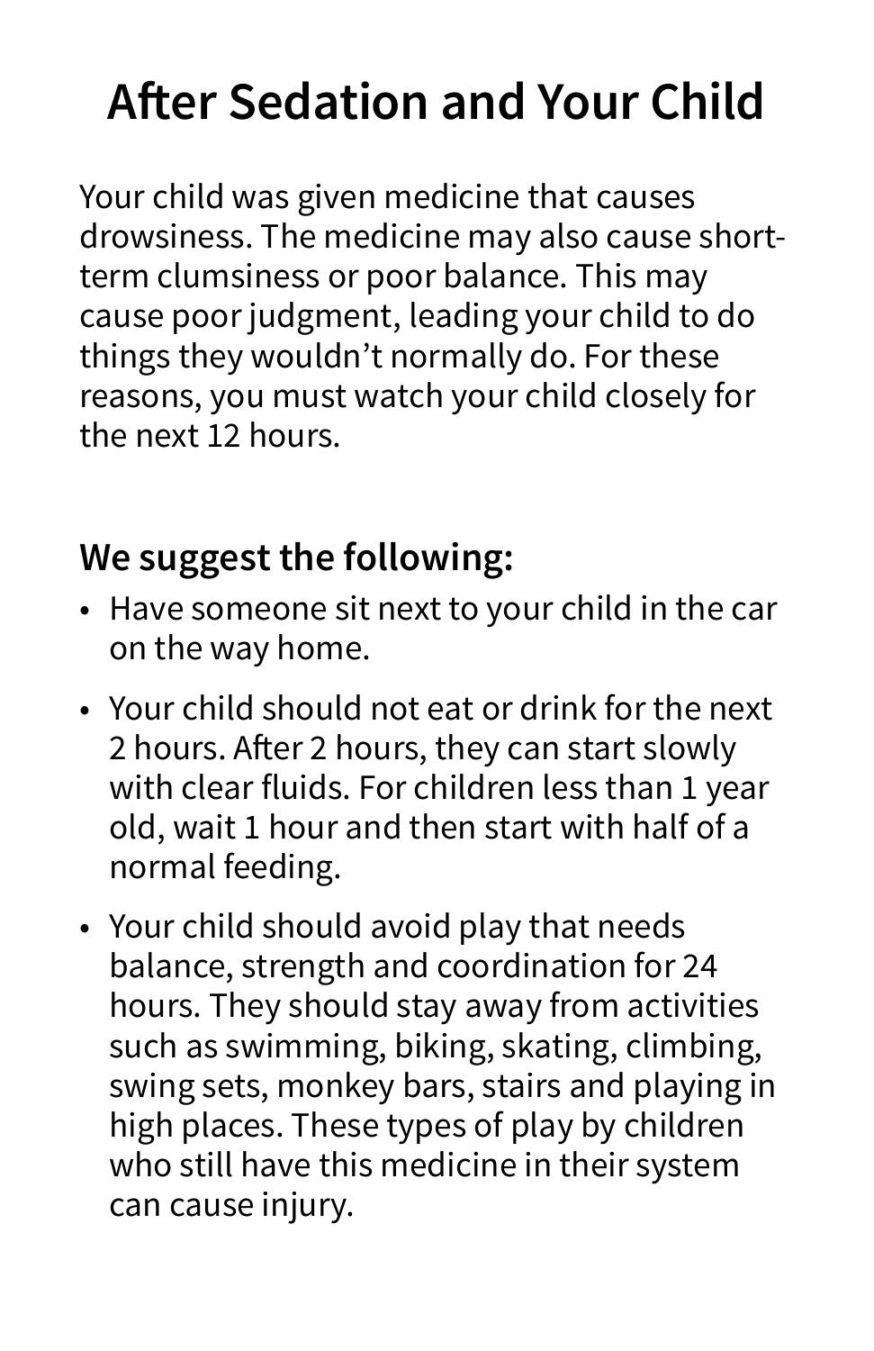# After Sedation and Your Child

Your child was given medicine that causes drowsiness. The medicine may also cause short-term clumsiness or poor balance. This may cause poor judgment, leading your child to do things they wouldn't normally do. For these reasons, you must watch your child closely for the next 12 hours.

## We suggest the following:

- Have someone sit next to your child in the car on the way home.
- Your child should not eat or drink for the next 2 hours. After 2 hours, they can start slowly with clear fluids. For children less than 1 year old, wait 1 hour and then start with half of a normal feeding.
- Your child should avoid play that needs balance, strength and coordination for 24 hours. They should stay away from activities such as swimming, biking, skating, climbing, swing sets, monkey bars, stairs and playing in high places. These types of play by children who still have this medicine in their system can cause injury.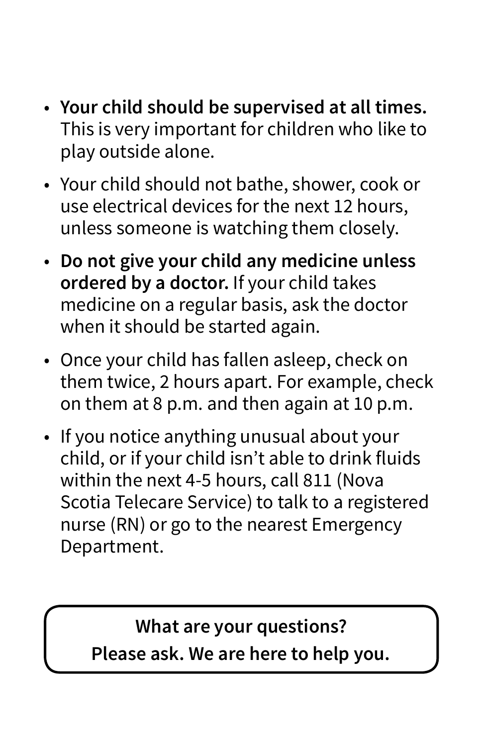- **Your child should be supervised at all times.** This is very important for children who like to play outside alone.
- Your child should not bathe, shower, cook or use electrical devices for the next 12 hours, unless someone is watching them closely.
- **Do not give your child any medicine unless ordered by a doctor.** If your child takes medicine on a regular basis, ask the doctor when it should be started again.
- Once your child has fallen asleep, check on them twice, 2 hours apart. For example, check on them at 8 p.m. and then again at 10 p.m.
- If you notice anything unusual about your child, or if your child isn't able to drink fluids within the next 4-5 hours, call 811 (Nova Scotia Telecare Service) to talk to a registered nurse (RN) or go to the nearest Emergency Department.

**What are your questions?**
**Please ask. We are here to help you.**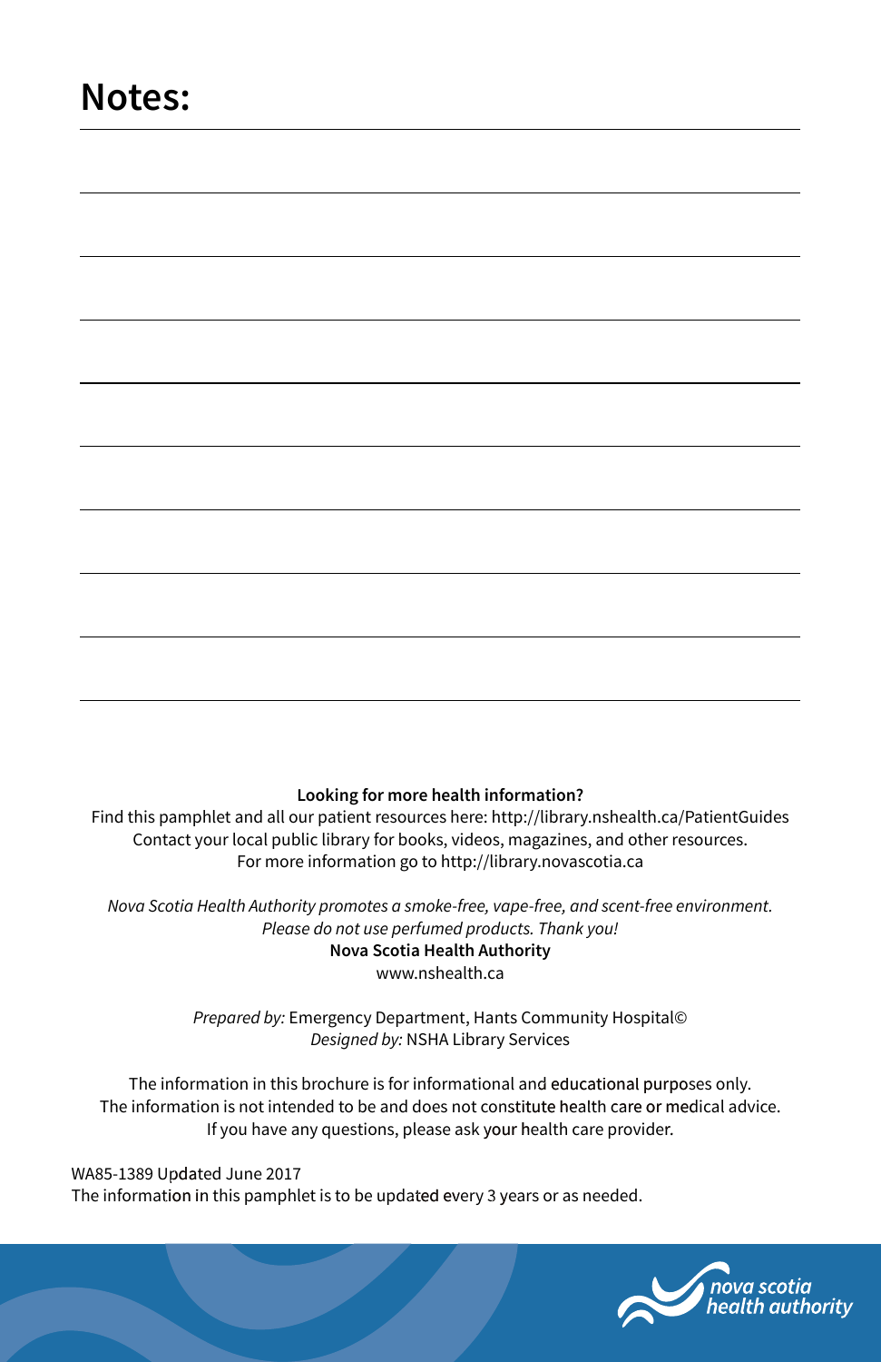# Notes:

**Looking for more health information?**
Find this pamphlet and all our patient resources here: http://library.nshealth.ca/PatientGuides
Contact your local public library for books, videos, magazines, and other resources.
For more information go to http://library.novascotia.ca

*Nova Scotia Health Authority promotes a smoke-free, vape-free, and scent-free environment.*
*Please do not use perfumed products. Thank you!*
**Nova Scotia Health Authority**
www.nshealth.ca

*Prepared by:* Emergency Department, Hants Community Hospital©
*Designed by:* NSHA Library Services

The information in this brochure is for informational and educational purposes only.
The information is not intended to be and does not constitute health care or medical advice.
If you have any questions, please ask your health care provider.

WA85-1389 Updated June 2017
The information in this pamphlet is to be updated every 3 years or as needed.

nova scotia health authority